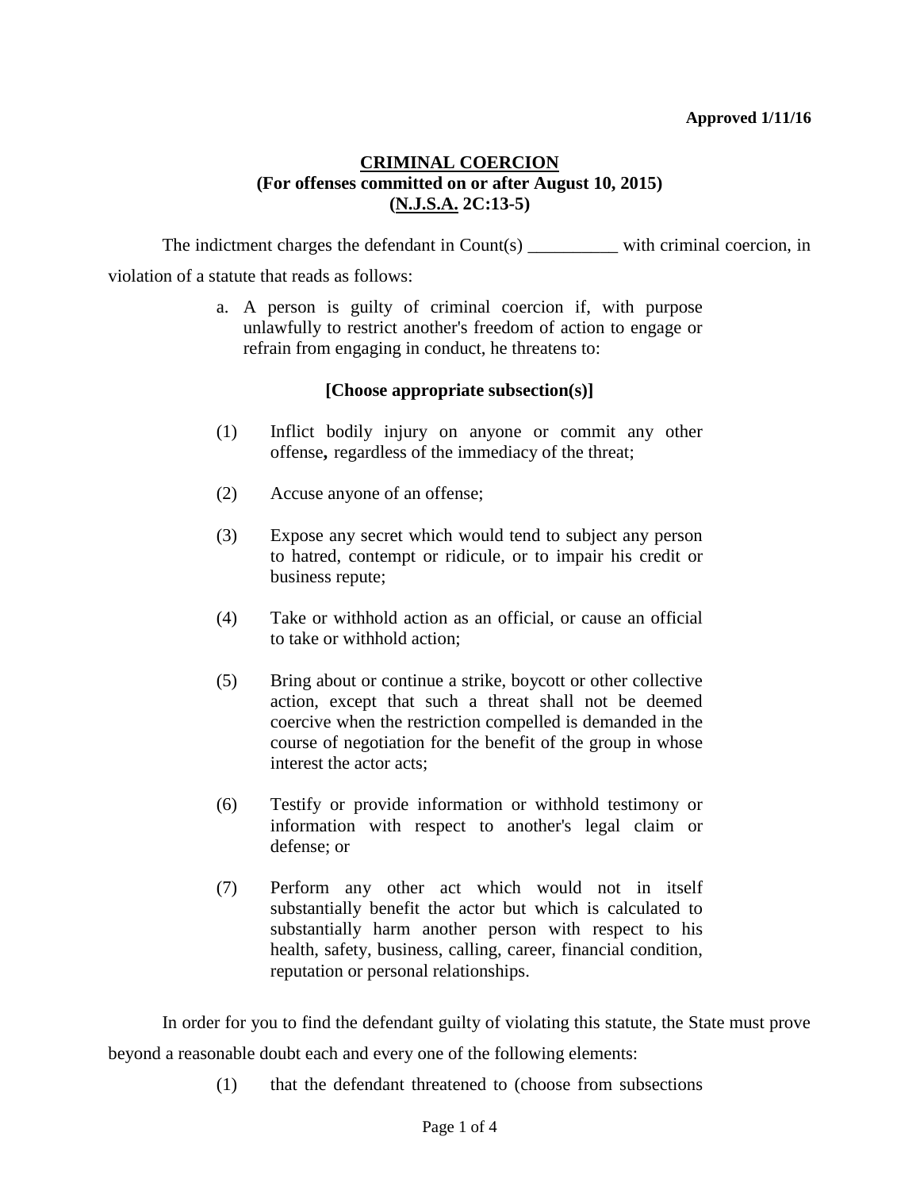**Approved 1/11/16**

# CRIMINAL COERCION
## (For offenses committed on or after August 10, 2015)
## (N.J.S.A. 2C:13-5)

The indictment charges the defendant in Count(s) __________ with criminal coercion, in violation of a statute that reads as follows:

> a. A person is guilty of criminal coercion if, with purpose unlawfully to restrict another's freedom of action to engage or refrain from engaging in conduct, he threatens to:
>
> **[Choose appropriate subsection(s)]**
>
> (1) Inflict bodily injury on anyone or commit any other offense**,** regardless of the immediacy of the threat;
>
> (2) Accuse anyone of an offense;
>
> (3) Expose any secret which would tend to subject any person to hatred, contempt or ridicule, or to impair his credit or business repute;
>
> (4) Take or withhold action as an official, or cause an official to take or withhold action;
>
> (5) Bring about or continue a strike, boycott or other collective action, except that such a threat shall not be deemed coercive when the restriction compelled is demanded in the course of negotiation for the benefit of the group in whose interest the actor acts;
>
> (6) Testify or provide information or withhold testimony or information with respect to another's legal claim or defense; or
>
> (7) Perform any other act which would not in itself substantially benefit the actor but which is calculated to substantially harm another person with respect to his health, safety, business, calling, career, financial condition, reputation or personal relationships.

In order for you to find the defendant guilty of violating this statute, the State must prove beyond a reasonable doubt each and every one of the following elements:

(1) that the defendant threatened to (choose from subsections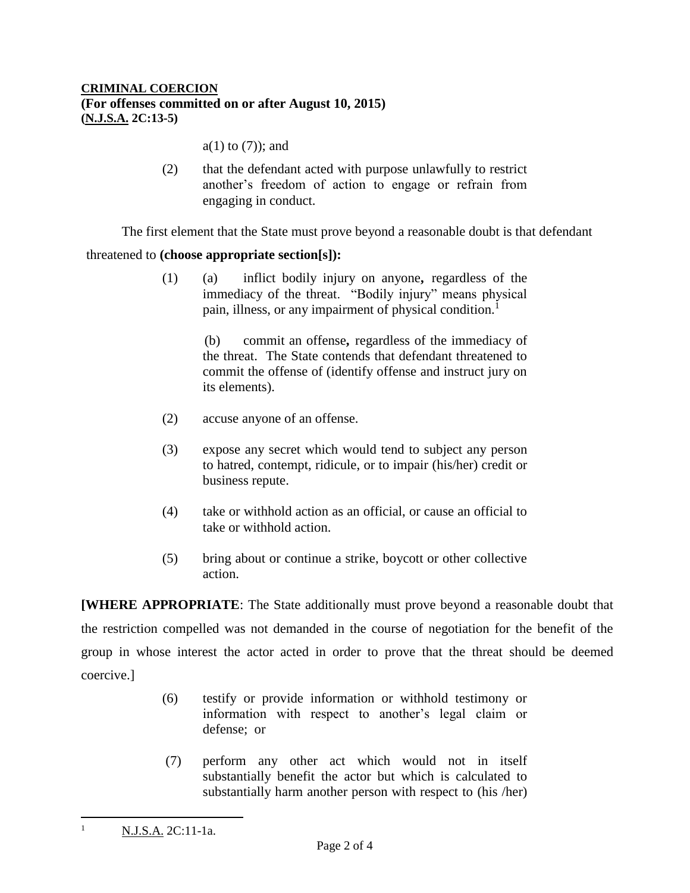**CRIMINAL COERCION**
**(For offenses committed on or after August 10, 2015)**
**(N.J.S.A. 2C:13-5)**

a(1) to (7)); and

(2) that the defendant acted with purpose unlawfully to restrict another's freedom of action to engage or refrain from engaging in conduct.

The first element that the State must prove beyond a reasonable doubt is that defendant threatened to **(choose appropriate section[s]):**

(1) (a) inflict bodily injury on anyone**,** regardless of the immediacy of the threat. "Bodily injury" means physical pain, illness, or any impairment of physical condition.[1]

(b) commit an offense**,** regardless of the immediacy of the threat. The State contends that defendant threatened to commit the offense of (identify offense and instruct jury on its elements).

(2) accuse anyone of an offense.

(3) expose any secret which would tend to subject any person to hatred, contempt, ridicule, or to impair (his/her) credit or business repute.

(4) take or withhold action as an official, or cause an official to take or withhold action.

(5) bring about or continue a strike, boycott or other collective action.

**[WHERE APPROPRIATE**: The State additionally must prove beyond a reasonable doubt that the restriction compelled was not demanded in the course of negotiation for the benefit of the group in whose interest the actor acted in order to prove that the threat should be deemed coercive.]

(6) testify or provide information or withhold testimony or information with respect to another's legal claim or defense; or

(7) perform any other act which would not in itself substantially benefit the actor but which is calculated to substantially harm another person with respect to (his /her)

---

[1] N.J.S.A. 2C:11-1a.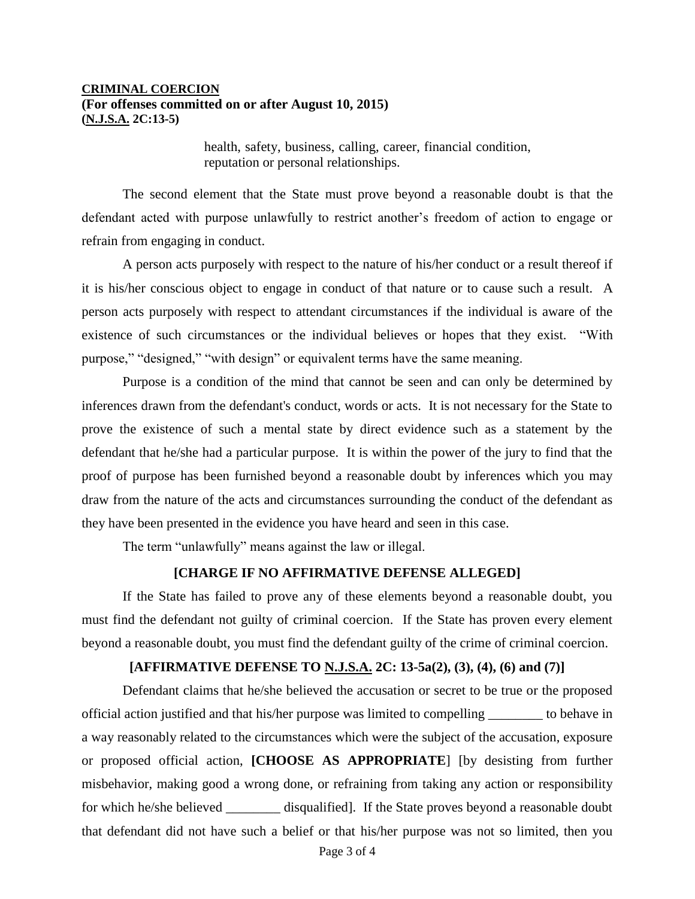health, safety, business, calling, career, financial condition, reputation or personal relationships.

The second element that the State must prove beyond a reasonable doubt is that the defendant acted with purpose unlawfully to restrict another's freedom of action to engage or refrain from engaging in conduct.

A person acts purposely with respect to the nature of his/her conduct or a result thereof if it is his/her conscious object to engage in conduct of that nature or to cause such a result. A person acts purposely with respect to attendant circumstances if the individual is aware of the existence of such circumstances or the individual believes or hopes that they exist. "With purpose," "designed," "with design" or equivalent terms have the same meaning.

Purpose is a condition of the mind that cannot be seen and can only be determined by inferences drawn from the defendant's conduct, words or acts. It is not necessary for the State to prove the existence of such a mental state by direct evidence such as a statement by the defendant that he/she had a particular purpose. It is within the power of the jury to find that the proof of purpose has been furnished beyond a reasonable doubt by inferences which you may draw from the nature of the acts and circumstances surrounding the conduct of the defendant as they have been presented in the evidence you have heard and seen in this case.

The term "unlawfully" means against the law or illegal.

**[CHARGE IF NO AFFIRMATIVE DEFENSE ALLEGED]**

If the State has failed to prove any of these elements beyond a reasonable doubt, you must find the defendant not guilty of criminal coercion. If the State has proven every element beyond a reasonable doubt, you must find the defendant guilty of the crime of criminal coercion.

**[AFFIRMATIVE DEFENSE TO N.J.S.A. 2C: 13-5a(2), (3), (4), (6) and (7)]**

Defendant claims that he/she believed the accusation or secret to be true or the proposed official action justified and that his/her purpose was limited to compelling ________ to behave in a way reasonably related to the circumstances which were the subject of the accusation, exposure or proposed official action, **[CHOOSE AS APPROPRIATE**] [by desisting from further misbehavior, making good a wrong done, or refraining from taking any action or responsibility for which he/she believed ________ disqualified]. If the State proves beyond a reasonable doubt that defendant did not have such a belief or that his/her purpose was not so limited, then you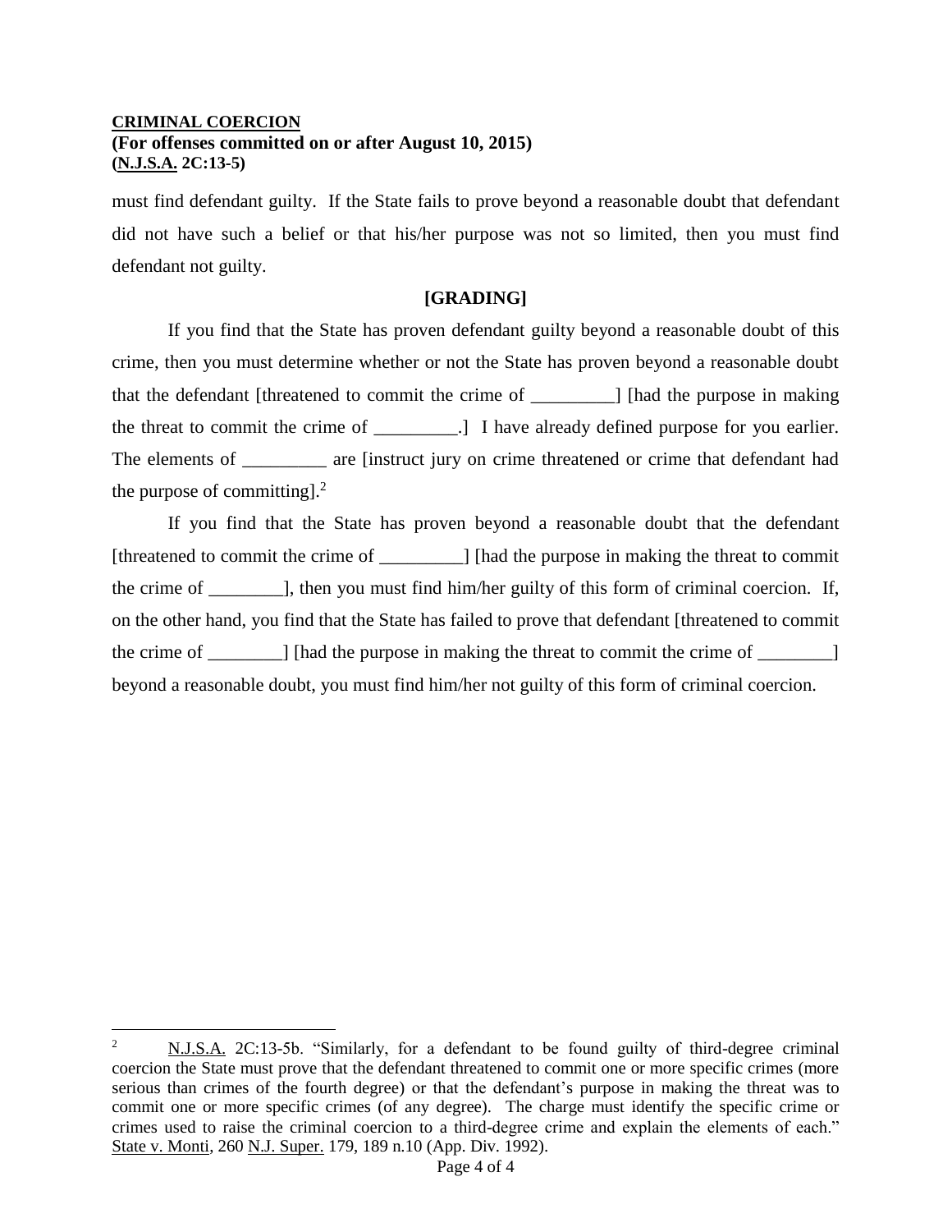must find defendant guilty. If the State fails to prove beyond a reasonable doubt that defendant did not have such a belief or that his/her purpose was not so limited, then you must find defendant not guilty.

**[GRADING]**

If you find that the State has proven defendant guilty beyond a reasonable doubt of this crime, then you must determine whether or not the State has proven beyond a reasonable doubt that the defendant [threatened to commit the crime of _________] [had the purpose in making the threat to commit the crime of _________.] I have already defined purpose for you earlier. The elements of _________ are [instruct jury on crime threatened or crime that defendant had the purpose of committing].[2]

If you find that the State has proven beyond a reasonable doubt that the defendant [threatened to commit the crime of _________] [had the purpose in making the threat to commit the crime of ________], then you must find him/her guilty of this form of criminal coercion. If, on the other hand, you find that the State has failed to prove that defendant [threatened to commit the crime of ________] [had the purpose in making the threat to commit the crime of ________] beyond a reasonable doubt, you must find him/her not guilty of this form of criminal coercion.

---

[2] N.J.S.A. 2C:13-5b. "Similarly, for a defendant to be found guilty of third-degree criminal coercion the State must prove that the defendant threatened to commit one or more specific crimes (more serious than crimes of the fourth degree) or that the defendant's purpose in making the threat was to commit one or more specific crimes (of any degree). The charge must identify the specific crime or crimes used to raise the criminal coercion to a third-degree crime and explain the elements of each." State v. Monti, 260 N.J. Super. 179, 189 n.10 (App. Div. 1992).